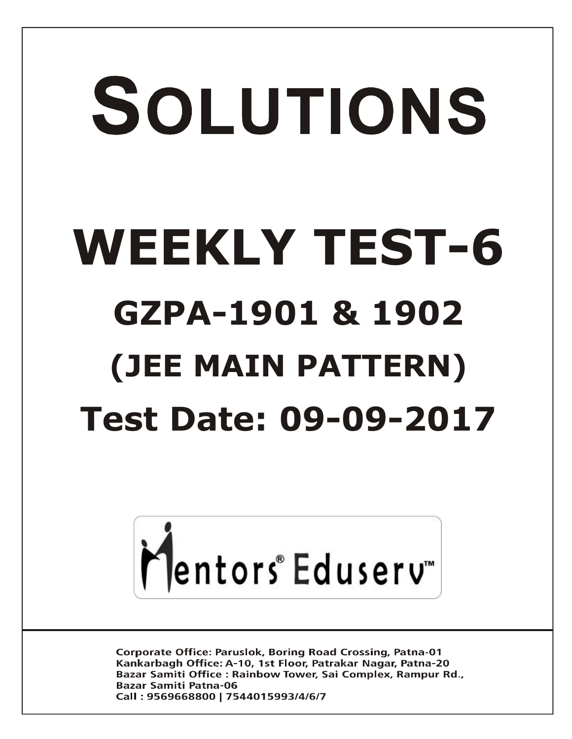# SOLUTIONS

# WEEKLY TEST-6

## GZPA-1901 & 1902

## (JEE MAIN PATTERN)

## Test Date: 09-09-2017

Mentors® Eduserv™

Corporate Office: Paruslok, Boring Road Crossing, Patna-01
Kankarbagh Office: A-10, 1st Floor, Patrakar Nagar, Patna-20
Bazar Samiti Office : Rainbow Tower, Sai Complex, Rampur Rd., Bazar Samiti Patna-06
Call : 9569668800 | 7544015993/4/6/7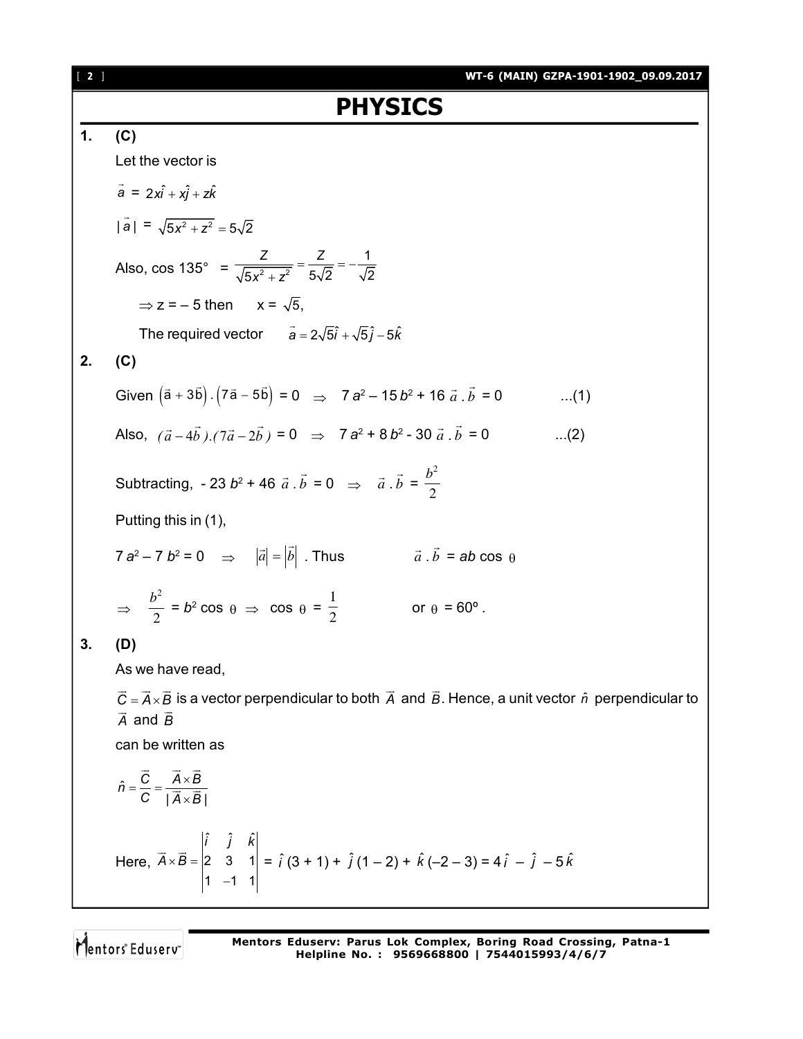# PHYSICS

**1. (C)**

Let the vector is

$\vec{a} = 2x\hat{i} + x\hat{j} + z\hat{k}$

$|\vec{a}| = \sqrt{5x^2 + z^2} = 5\sqrt{2}$

Also, $\cos 135° = \dfrac{Z}{\sqrt{5x^2 + z^2}} = \dfrac{Z}{5\sqrt{2}} = -\dfrac{1}{\sqrt{2}}$

$\Rightarrow z = -5$ then $x = \sqrt{5}$,

The required vector $\vec{a} = 2\sqrt{5}\hat{i} + \sqrt{5}\hat{j} - 5\hat{k}$

**2. (C)**

Given $(\vec{a} + 3\vec{b}).(7\vec{a} - 5\vec{b}) = 0 \Rightarrow 7a^2 - 15b^2 + 16\,\vec{a}.\vec{b} = 0$ ...(1)

Also, $(\vec{a} - 4\vec{b}).(7\vec{a} - 2\vec{b}) = 0 \Rightarrow 7a^2 + 8b^2 - 30\,\vec{a}.\vec{b} = 0$ ...(2)

Subtracting, $-23b^2 + 46\,\vec{a}.\vec{b} = 0 \Rightarrow \vec{a}.\vec{b} = \dfrac{b^2}{2}$

Putting this in (1),

$7a^2 - 7b^2 = 0 \Rightarrow |\vec{a}| = |\vec{b}|$. Thus $\vec{a}.\vec{b} = ab\cos\theta$

$\Rightarrow \dfrac{b^2}{2} = b^2\cos\theta \Rightarrow \cos\theta = \dfrac{1}{2}$ or $\theta = 60°$.

**3. (D)**

As we have read,

$\vec{C} = \vec{A} \times \vec{B}$ is a vector perpendicular to both $\vec{A}$ and $\vec{B}$. Hence, a unit vector $\hat{n}$ perpendicular to $\vec{A}$ and $\vec{B}$

can be written as

$$\hat{n} = \frac{\vec{C}}{C} = \frac{\vec{A} \times \vec{B}}{|\vec{A} \times \vec{B}|}$$

Here, $\vec{A} \times \vec{B} = \begin{vmatrix} \hat{i} & \hat{j} & \hat{k} \\ 2 & 3 & 1 \\ 1 & -1 & 1 \end{vmatrix} = \hat{i}(3+1) + \hat{j}(1-2) + \hat{k}(-2-3) = 4\hat{i} - \hat{j} - 5\hat{k}$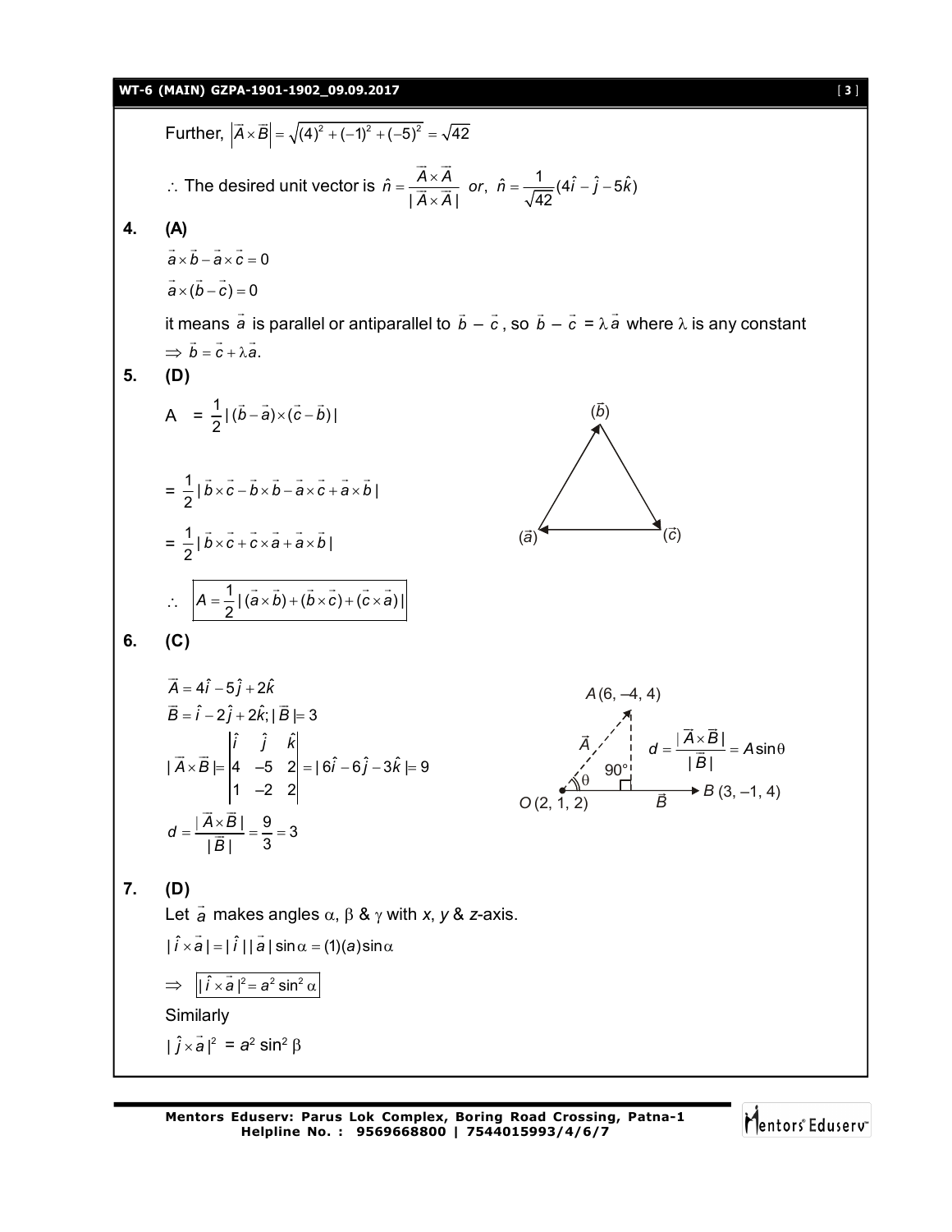Further, $\left|\vec{A}\times\vec{B}\right| = \sqrt{(4)^2+(-1)^2+(-5)^2} = \sqrt{42}$

$\therefore$ The desired unit vector is $\hat{n} = \dfrac{\vec{A}\times\vec{A}}{|\vec{A}\times\vec{A}|}$ *or*, $\hat{n} = \dfrac{1}{\sqrt{42}}(4\hat{i}-\hat{j}-5\hat{k})$

**4. (A)**

$\vec{a}\times\vec{b}-\vec{a}\times\vec{c}=0$

$\vec{a}\times(\vec{b}-\vec{c})=0$

it means $\vec{a}$ is parallel or antiparallel to $\vec{b}-\vec{c}$, so $\vec{b}-\vec{c}=\lambda\vec{a}$ where $\lambda$ is any constant

$\Rightarrow \vec{b}=\vec{c}+\lambda\vec{a}.$

**5. (D)**

$A = \dfrac{1}{2}|(\vec{b}-\vec{a})\times(\vec{c}-\vec{b})|$

$= \dfrac{1}{2}|\vec{b}\times\vec{c}-\vec{b}\times\vec{b}-\vec{a}\times\vec{c}+\vec{a}\times\vec{b}|$

$= \dfrac{1}{2}|\vec{b}\times\vec{c}+\vec{c}\times\vec{a}+\vec{a}\times\vec{b}|$

$\therefore \quad \boxed{A=\dfrac{1}{2}|(\vec{a}\times\vec{b})+(\vec{b}\times\vec{c})+(\vec{c}\times\vec{a})|}$

**6. (C)**

$\vec{A}=4\hat{i}-5\hat{j}+2\hat{k}$

$\vec{B}=\hat{i}-2\hat{j}+2\hat{k}; |\vec{B}|=3$

$|\vec{A}\times\vec{B}| = \begin{vmatrix}\hat{i} & \hat{j} & \hat{k}\\ 4 & -5 & 2\\ 1 & -2 & 2\end{vmatrix} = |6\hat{i}-6\hat{j}-3\hat{k}| = 9$

$d=\dfrac{|\vec{A}\times\vec{B}|}{|\vec{B}|}=\dfrac{9}{3}=3$

$A(6,-4,4)$, $O(2,1,2)$, $B(3,-1,4)$; $d=\dfrac{|\vec{A}\times\vec{B}|}{|\vec{B}|}=A\sin\theta$

**7. (D)**

Let $\vec{a}$ makes angles $\alpha$, $\beta$ & $\gamma$ with *x*, *y* & *z*-axis.

$|\hat{i}\times\vec{a}| = |\hat{i}||\vec{a}|\sin\alpha = (1)(a)\sin\alpha$

$\Rightarrow \quad \boxed{|\hat{i}\times\vec{a}|^2 = a^2\sin^2\alpha}$

Similarly

$|\hat{j}\times\vec{a}|^2 = a^2\sin^2\beta$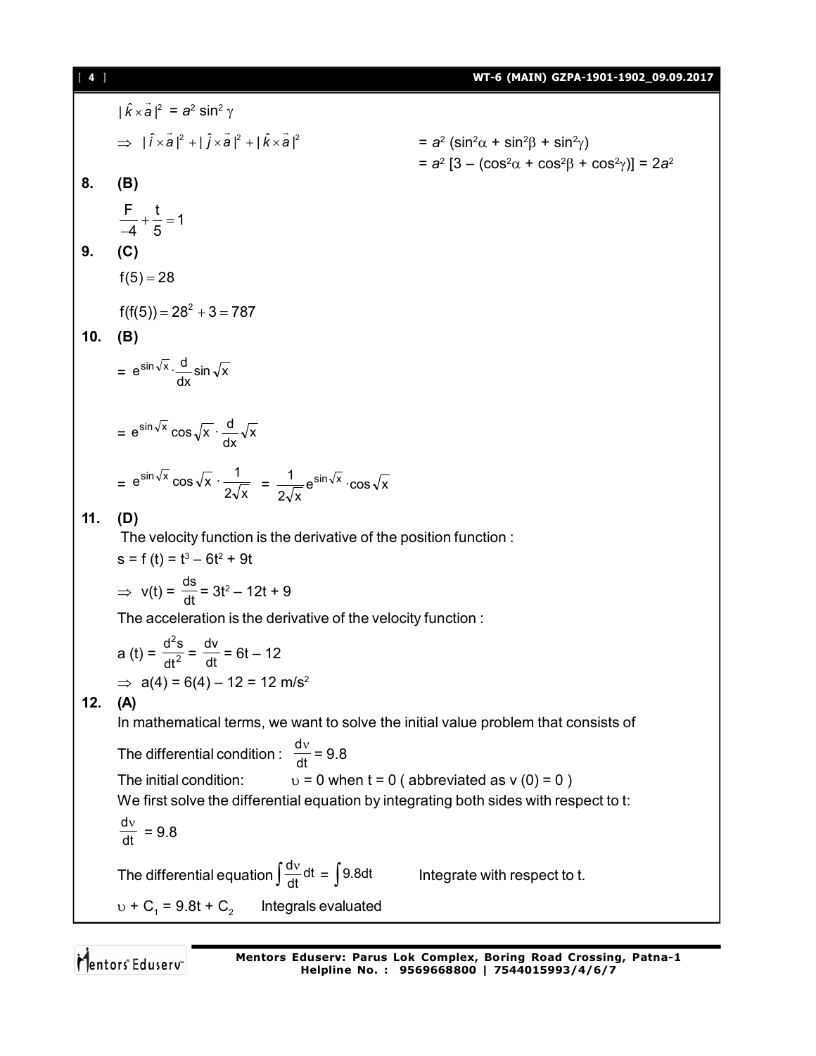$|\hat{k} \times \vec{a}|^2 = a^2 \sin^2 \gamma$

$\Rightarrow \; |\hat{i} \times \vec{a}|^2 + |\hat{j} \times \vec{a}|^2 + |\hat{k} \times \vec{a}|^2 \quad = a^2 (\sin^2\alpha + \sin^2\beta + \sin^2\gamma)$

$= a^2 [3 - (\cos^2\alpha + \cos^2\beta + \cos^2\gamma)] = 2a^2$

**8. (B)**

$$\frac{F}{-4} + \frac{t}{5} = 1$$

**9. (C)**

$f(5) = 28$

$f(f(5)) = 28^2 + 3 = 787$

**10. (B)**

$= e^{\sin\sqrt{x}} \cdot \frac{d}{dx} \sin\sqrt{x}$

$= e^{\sin\sqrt{x}} \cos\sqrt{x} \cdot \frac{d}{dx}\sqrt{x}$

$= e^{\sin\sqrt{x}} \cos\sqrt{x} \cdot \frac{1}{2\sqrt{x}} = \frac{1}{2\sqrt{x}} e^{\sin\sqrt{x}} \cdot \cos\sqrt{x}$

**11. (D)**

The velocity function is the derivative of the position function :

$s = f(t) = t^3 - 6t^2 + 9t$

$\Rightarrow \; v(t) = \frac{ds}{dt} = 3t^2 - 12t + 9$

The acceleration is the derivative of the velocity function :

$a(t) = \frac{d^2s}{dt^2} = \frac{dv}{dt} = 6t - 12$

$\Rightarrow \; a(4) = 6(4) - 12 = 12 \text{ m/s}^2$

**12. (A)**

In mathematical terms, we want to solve the initial value problem that consists of

The differential condition : $\frac{dv}{dt} = 9.8$

The initial condition: $\quad v = 0$ when $t = 0$ ( abbreviated as $v(0) = 0$ )

We first solve the differential equation by integrating both sides with respect to t:

$\frac{dv}{dt} = 9.8$

The differential equation $\int \frac{dv}{dt} dt = \int 9.8 dt \qquad$ Integrate with respect to t.

$v + C_1 = 9.8t + C_2 \qquad$ Integrals evaluated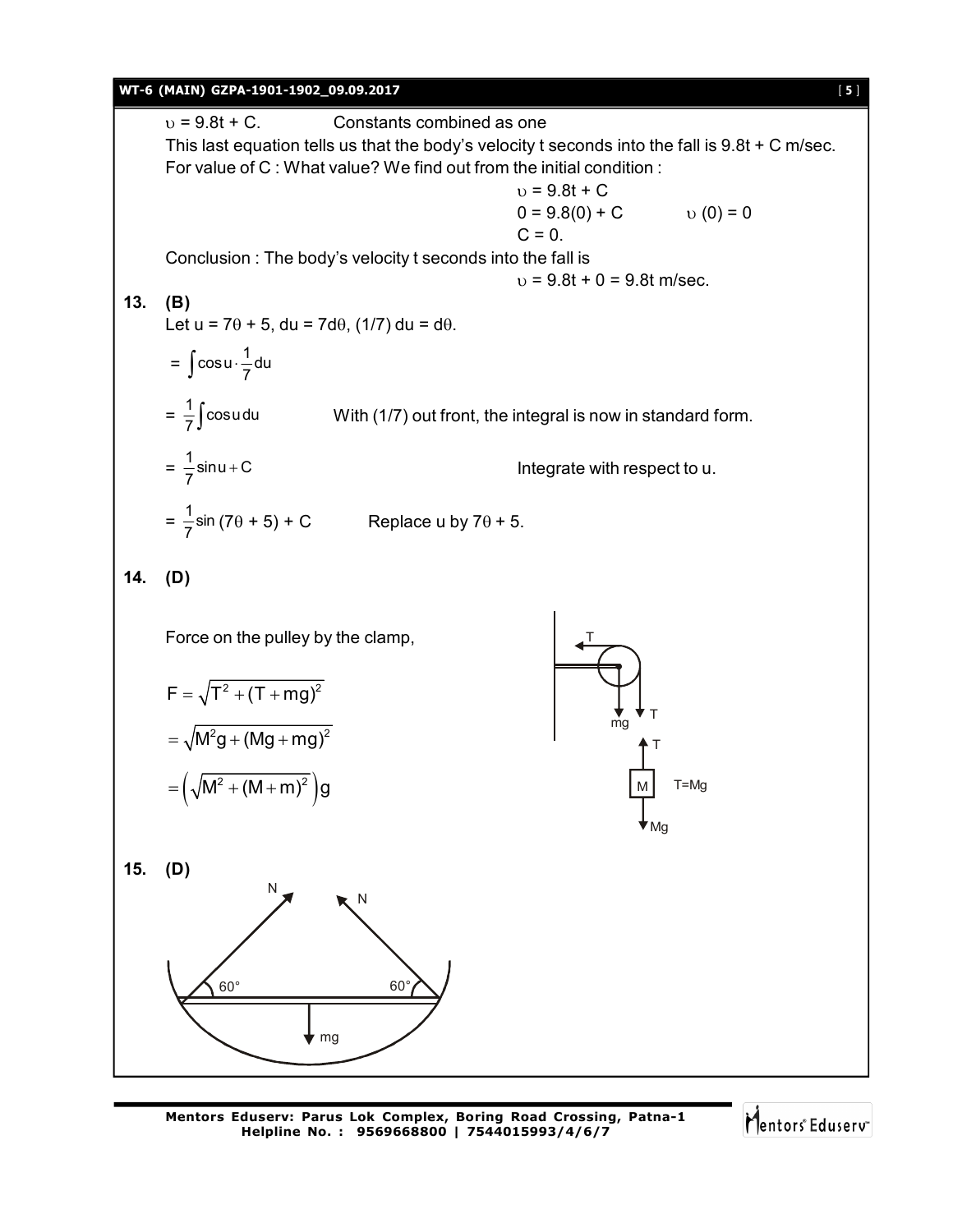$\upsilon = 9.8t + C.$ Constants combined as one

This last equation tells us that the body's velocity t seconds into the fall is 9.8t + C m/sec.

For value of C : What value? We find out from the initial condition :

$$\upsilon = 9.8t + C$$

$$0 = 9.8(0) + C \qquad \upsilon(0) = 0$$

$$C = 0.$$

Conclusion : The body's velocity t seconds into the fall is

$$\upsilon = 9.8t + 0 = 9.8t \text{ m/sec.}$$

**13. (B)**

Let $u = 7\theta + 5$, $du = 7d\theta$, $(1/7)\,du = d\theta$.

$$= \int \cos u \cdot \frac{1}{7} du$$

$$= \frac{1}{7}\int \cos u\, du \qquad \text{With (1/7) out front, the integral is now in standard form.}$$

$$= \frac{1}{7}\sin u + C \qquad \text{Integrate with respect to u.}$$

$$= \frac{1}{7}\sin(7\theta + 5) + C \qquad \text{Replace u by } 7\theta + 5.$$

**14. (D)**

Force on the pulley by the clamp,

$$F = \sqrt{T^2 + (T + mg)^2}$$

$$= \sqrt{M^2g + (Mg + mg)^2}$$

$$= \left(\sqrt{M^2 + (M + m)^2}\right)g$$

T=Mg

**15. (D)**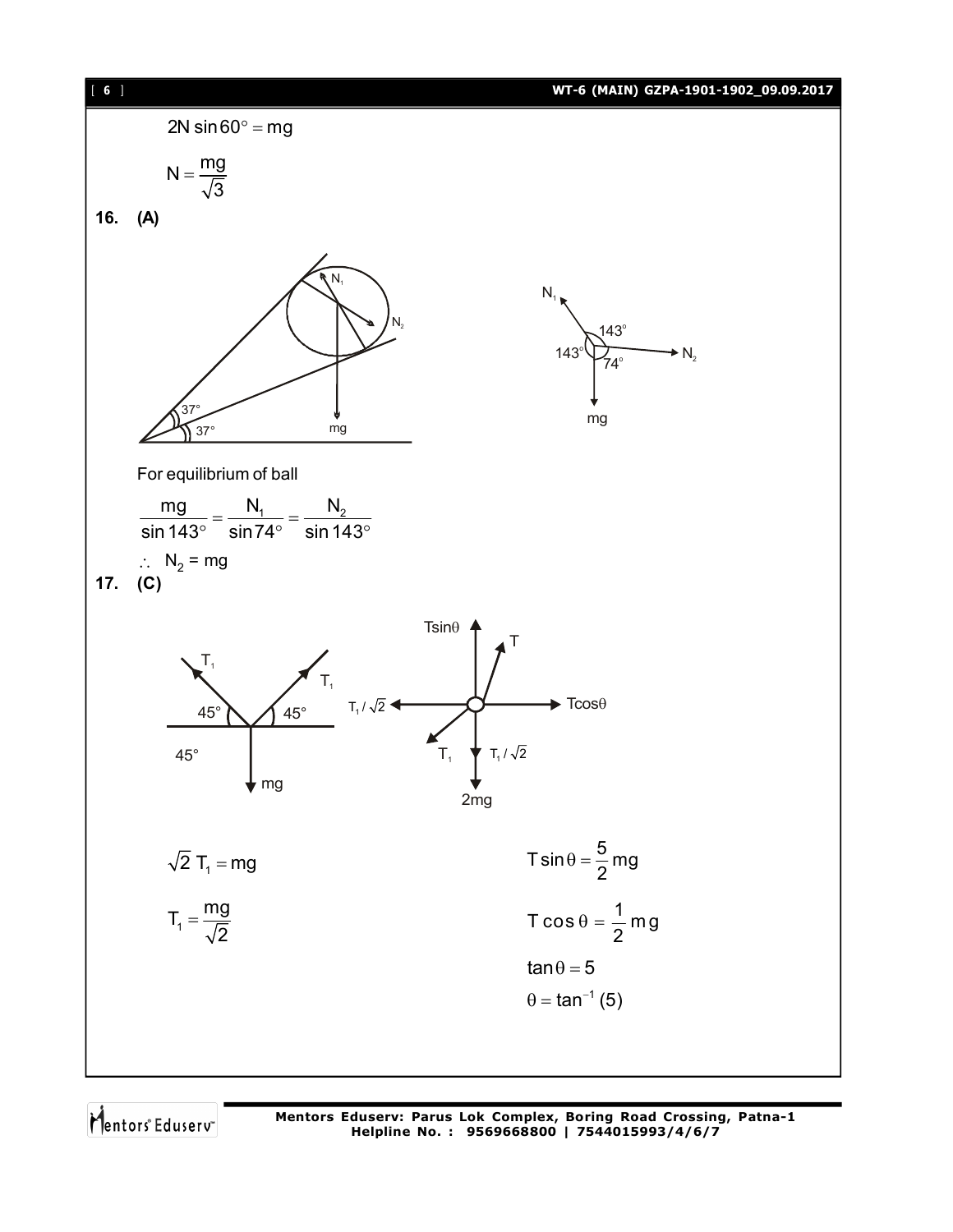$$2N \sin 60° = mg$$

$$N = \frac{mg}{\sqrt{3}}$$

**16. (A)**

For equilibrium of ball

$$\frac{mg}{\sin 143°} = \frac{N_1}{\sin 74°} = \frac{N_2}{\sin 143°}$$

$\therefore$ $N_2 = mg$

**17. (C)**

$$\sqrt{2}\, T_1 = mg$$

$$T_1 = \frac{mg}{\sqrt{2}}$$

$$T \sin\theta = \frac{5}{2} mg$$

$$T \cos\theta = \frac{1}{2} mg$$

$$\tan\theta = 5$$

$$\theta = \tan^{-1}(5)$$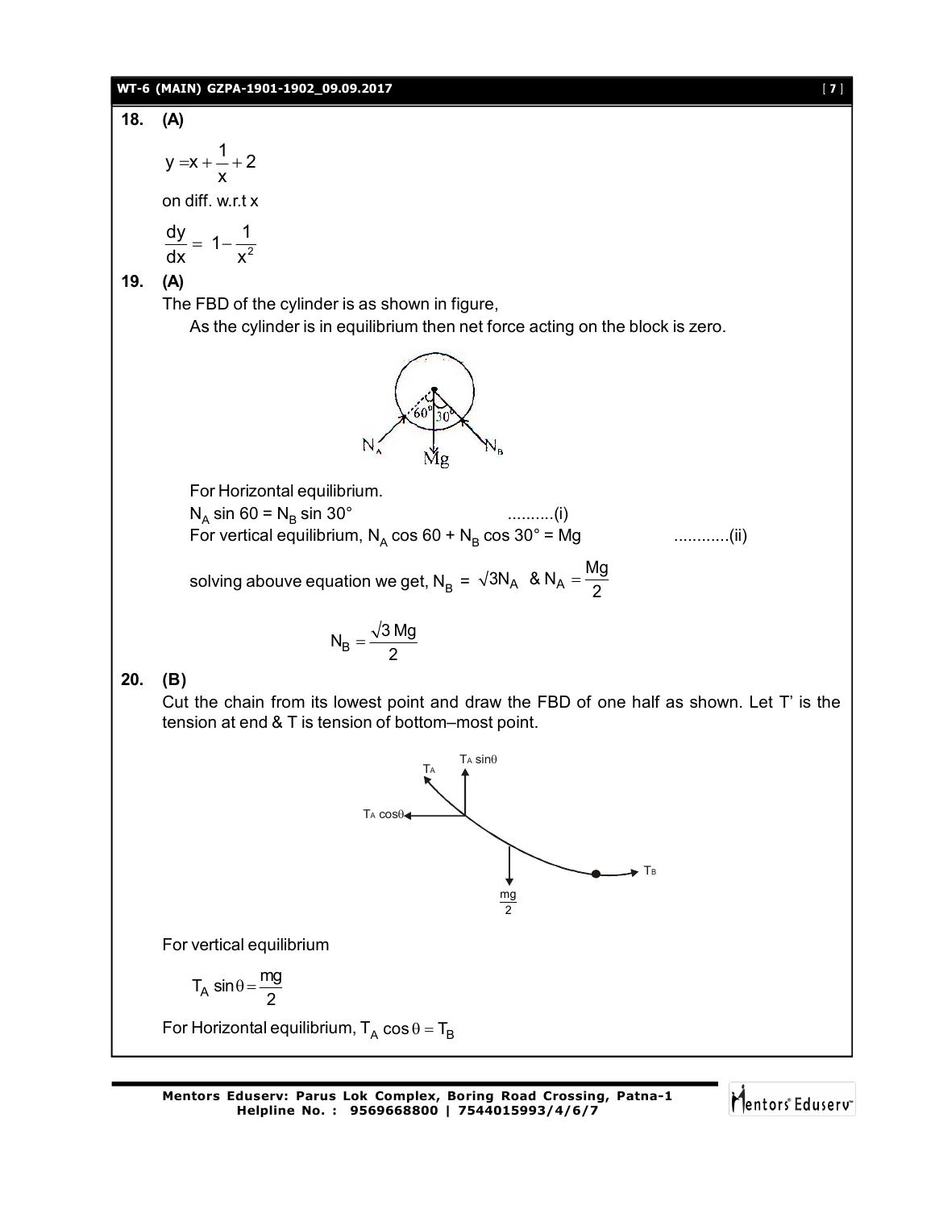**18. (A)**

$$y = x + \frac{1}{x} + 2$$

on diff. w.r.t x

$$\frac{dy}{dx} = 1 - \frac{1}{x^2}$$

**19. (A)**

The FBD of the cylinder is as shown in figure,

As the cylinder is in equilibrium then net force acting on the block is zero.

For Horizontal equilibrium.

$N_A \sin 60 = N_B \sin 30°$ ..........(i)

For vertical equilibrium, $N_A \cos 60 + N_B \cos 30° = Mg$ ............(ii)

solving abouve equation we get, $N_B = \sqrt{3}N_A$ & $N_A = \frac{Mg}{2}$

$$N_B = \frac{\sqrt{3}\,Mg}{2}$$

**20. (B)**

Cut the chain from its lowest point and draw the FBD of one half as shown. Let T' is the tension at end & T is tension of bottom–most point.

For vertical equilibrium

$$T_A \sin\theta = \frac{mg}{2}$$

For Horizontal equilibrium, $T_A \cos\theta = T_B$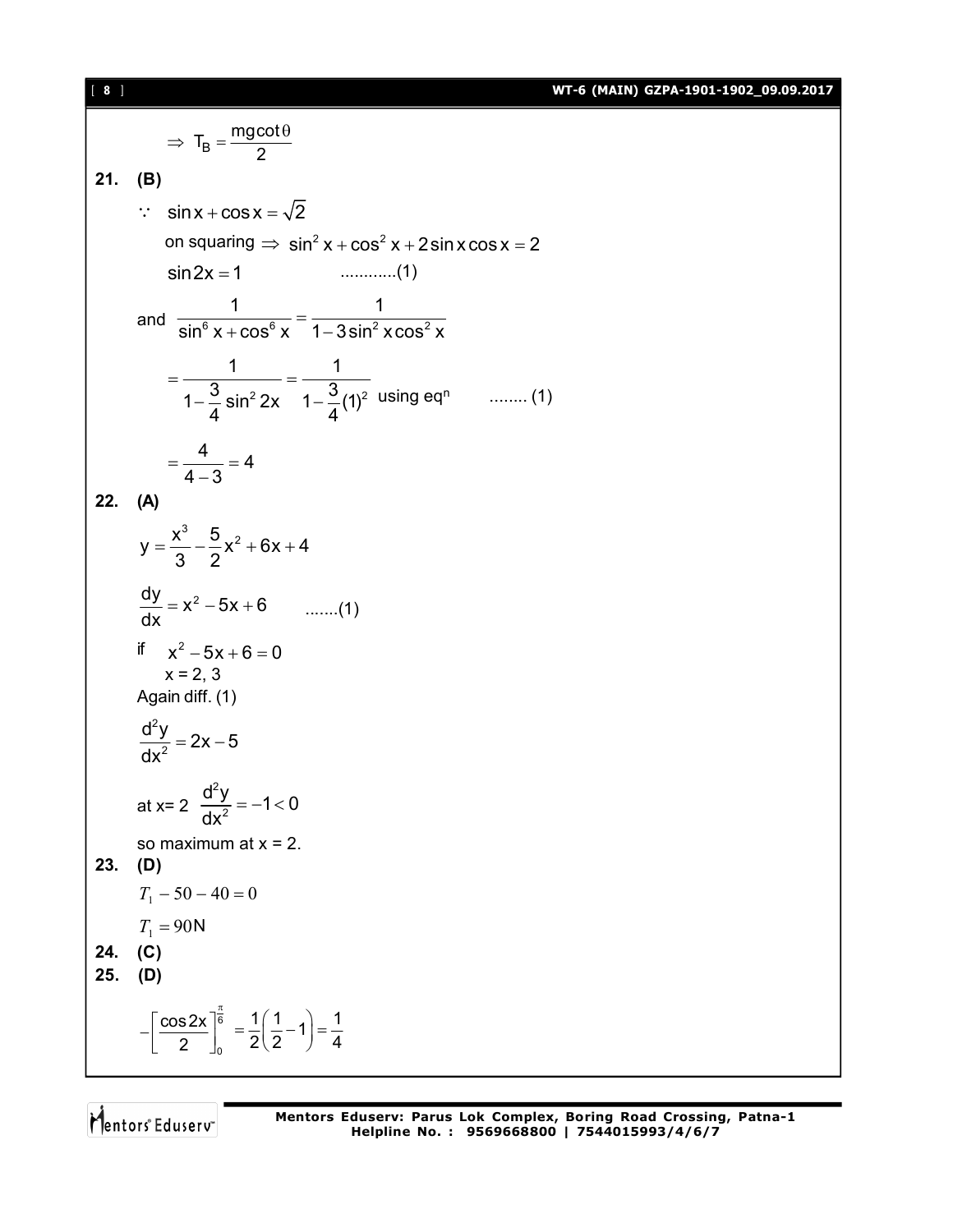$$\Rightarrow T_B = \frac{mg\cot\theta}{2}$$

**21. (B)**

$\because \sin x + \cos x = \sqrt{2}$

on squaring $\Rightarrow \sin^2 x + \cos^2 x + 2\sin x\cos x = 2$

$\sin 2x = 1$ ............(1)

and $\dfrac{1}{\sin^6 x + \cos^6 x} = \dfrac{1}{1 - 3\sin^2 x\cos^2 x}$

$= \dfrac{1}{1 - \frac{3}{4}\sin^2 2x} = \dfrac{1}{1 - \frac{3}{4}(1)^2}$ using eq$^n$ ........ (1)

$= \dfrac{4}{4-3} = 4$

**22. (A)**

$y = \dfrac{x^3}{3} - \dfrac{5}{2}x^2 + 6x + 4$

$\dfrac{dy}{dx} = x^2 - 5x + 6$ .......(1)

if $x^2 - 5x + 6 = 0$

$x = 2, 3$

Again diff. (1)

$\dfrac{d^2y}{dx^2} = 2x - 5$

at x= 2 $\dfrac{d^2y}{dx^2} = -1 < 0$

so maximum at x = 2.

**23. (D)**

$T_1 - 50 - 40 = 0$

$T_1 = 90\text{N}$

**24. (C)**

**25. (D)**

$-\left[\dfrac{\cos 2x}{2}\right]_0^{\frac{\pi}{6}} = \dfrac{1}{2}\left(\dfrac{1}{2} - 1\right) = \dfrac{1}{4}$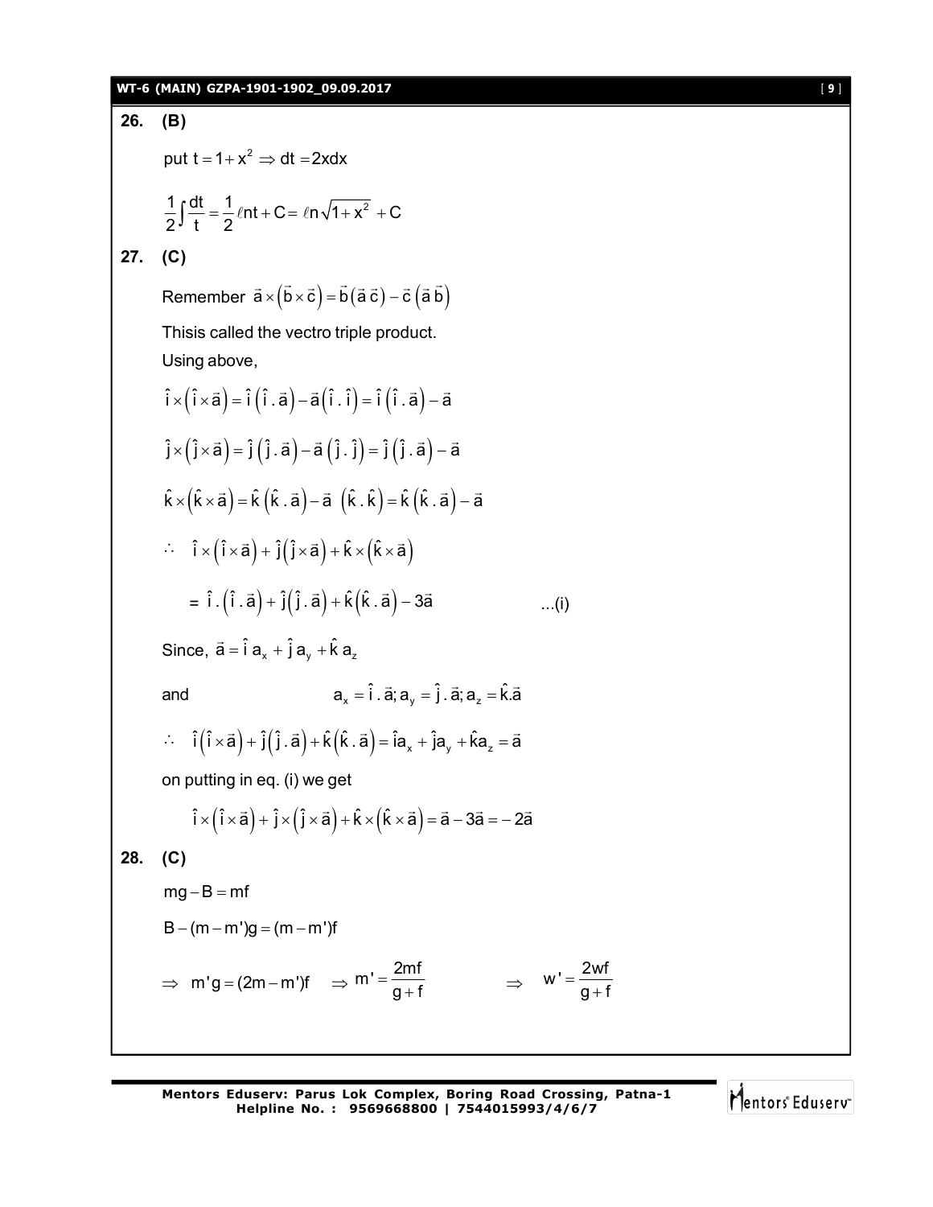**26. (B)**

put $t = 1 + x^2 \Rightarrow dt = 2xdx$

$$\frac{1}{2}\int \frac{dt}{t} = \frac{1}{2}\ell nt + C = \ell n\sqrt{1+x^2} + C$$

**27. (C)**

Remember $\vec{a} \times \left(\vec{b} \times \vec{c}\right) = \vec{b}\left(\vec{a}\,\vec{c}\right) - \vec{c}\left(\vec{a}\,\vec{b}\right)$

Thisis called the vectro triple product.

Using above,

$$\hat{i} \times \left(\hat{i} \times \vec{a}\right) = \hat{i}\left(\hat{i}\,.\,\vec{a}\right) - \vec{a}\left(\hat{i}\,.\,\hat{i}\right) = \hat{i}\left(\hat{i}\,.\,\vec{a}\right) - \vec{a}$$

$$\hat{j} \times \left(\hat{j} \times \vec{a}\right) = \hat{j}\left(\hat{j}\,.\,\vec{a}\right) - \vec{a}\left(\hat{j}\,.\,\hat{j}\right) = \hat{j}\left(\hat{j}\,.\,\vec{a}\right) - \vec{a}$$

$$\hat{k} \times \left(\hat{k} \times \vec{a}\right) = \hat{k}\left(\hat{k}\,.\,\vec{a}\right) - \vec{a}\left(\hat{k}\,.\,\hat{k}\right) = \hat{k}\left(\hat{k}\,.\,\vec{a}\right) - \vec{a}$$

$$\therefore \quad \hat{i} \times \left(\hat{i} \times \vec{a}\right) + \hat{j}\left(\hat{j} \times \vec{a}\right) + \hat{k} \times \left(\hat{k} \times \vec{a}\right)$$

$$= \hat{i}\,.\left(\hat{i}\,.\,\vec{a}\right) + \hat{j}\left(\hat{j}\,.\,\vec{a}\right) + \hat{k}\left(\hat{k}\,.\,\vec{a}\right) - 3\vec{a} \qquad \text{...(i)}$$

Since, $\vec{a} = \hat{i}\,a_x + \hat{j}\,a_y + \hat{k}\,a_z$

and $\qquad a_x = \hat{i}\,.\,\vec{a};\ a_y = \hat{j}\,.\,\vec{a};\ a_z = \hat{k}.\vec{a}$

$$\therefore \quad \hat{i}\left(\hat{i} \times \vec{a}\right) + \hat{j}\left(\hat{j}\,.\,\vec{a}\right) + \hat{k}\left(\hat{k}\,.\,\vec{a}\right) = \hat{i}a_x + \hat{j}a_y + \hat{k}a_z = \vec{a}$$

on putting in eq. (i) we get

$$\hat{i} \times \left(\hat{i} \times \vec{a}\right) + \hat{j} \times \left(\hat{j} \times \vec{a}\right) + \hat{k} \times \left(\hat{k} \times \vec{a}\right) = \vec{a} - 3\vec{a} = -2\vec{a}$$

**28. (C)**

$$mg - B = mf$$

$$B - (m - m')g = (m - m')f$$

$$\Rightarrow \quad m'g = (2m - m')f \quad \Rightarrow m' = \frac{2mf}{g+f} \qquad \Rightarrow \quad w' = \frac{2wf}{g+f}$$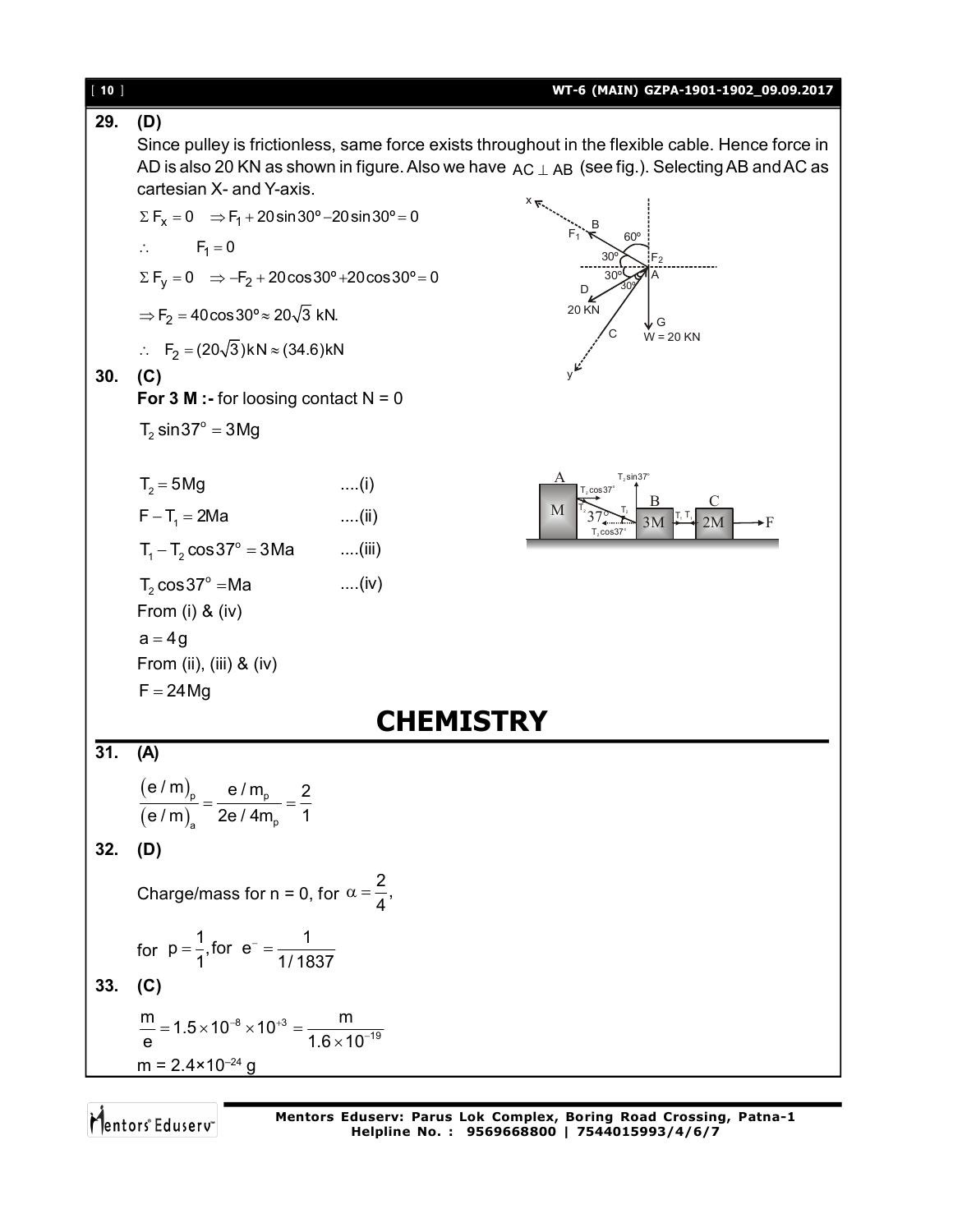**29. (D)**

Since pulley is frictionless, same force exists throughout in the flexible cable. Hence force in AD is also 20 KN as shown in figure. Also we have $AC \perp AB$ (see fig.). Selecting AB and AC as cartesian X- and Y-axis.

$\Sigma F_x = 0 \Rightarrow F_1 + 20\sin 30^\circ - 20\sin 30^\circ = 0$

$\therefore \quad F_1 = 0$

$\Sigma F_y = 0 \Rightarrow -F_2 + 20\cos 30^\circ + 20\cos 30^\circ = 0$

$\Rightarrow F_2 = 40\cos 30^\circ \approx 20\sqrt{3}$ kN.

$\therefore \quad F_2 = (20\sqrt{3})\text{kN} \approx (34.6)\text{kN}$

**30. (C)**

**For 3 M :-** for loosing contact N = 0

$T_2 \sin 37^\circ = 3Mg$

$T_2 = 5Mg$ ....(i)

$F - T_1 = 2Ma$ ....(ii)

$T_1 - T_2 \cos 37^\circ = 3Ma$ ....(iii)

$T_2 \cos 37^\circ = Ma$ ....(iv)

From (i) & (iv)

$a = 4g$

From (ii), (iii) & (iv)

$F = 24Mg$

# CHEMISTRY

**31. (A)**

$$\frac{(e/m)_p}{(e/m)_a} = \frac{e/m_p}{2e/4m_p} = \frac{2}{1}$$

**32. (D)**

Charge/mass for n = 0, for $\alpha = \frac{2}{4}$,

for $p = \frac{1}{1}$, for $e^- = \frac{1}{1/1837}$

**33. (C)**

$$\frac{m}{e} = 1.5 \times 10^{-8} \times 10^{+3} = \frac{m}{1.6 \times 10^{-19}}$$

m = 2.4×10$^{-24}$ g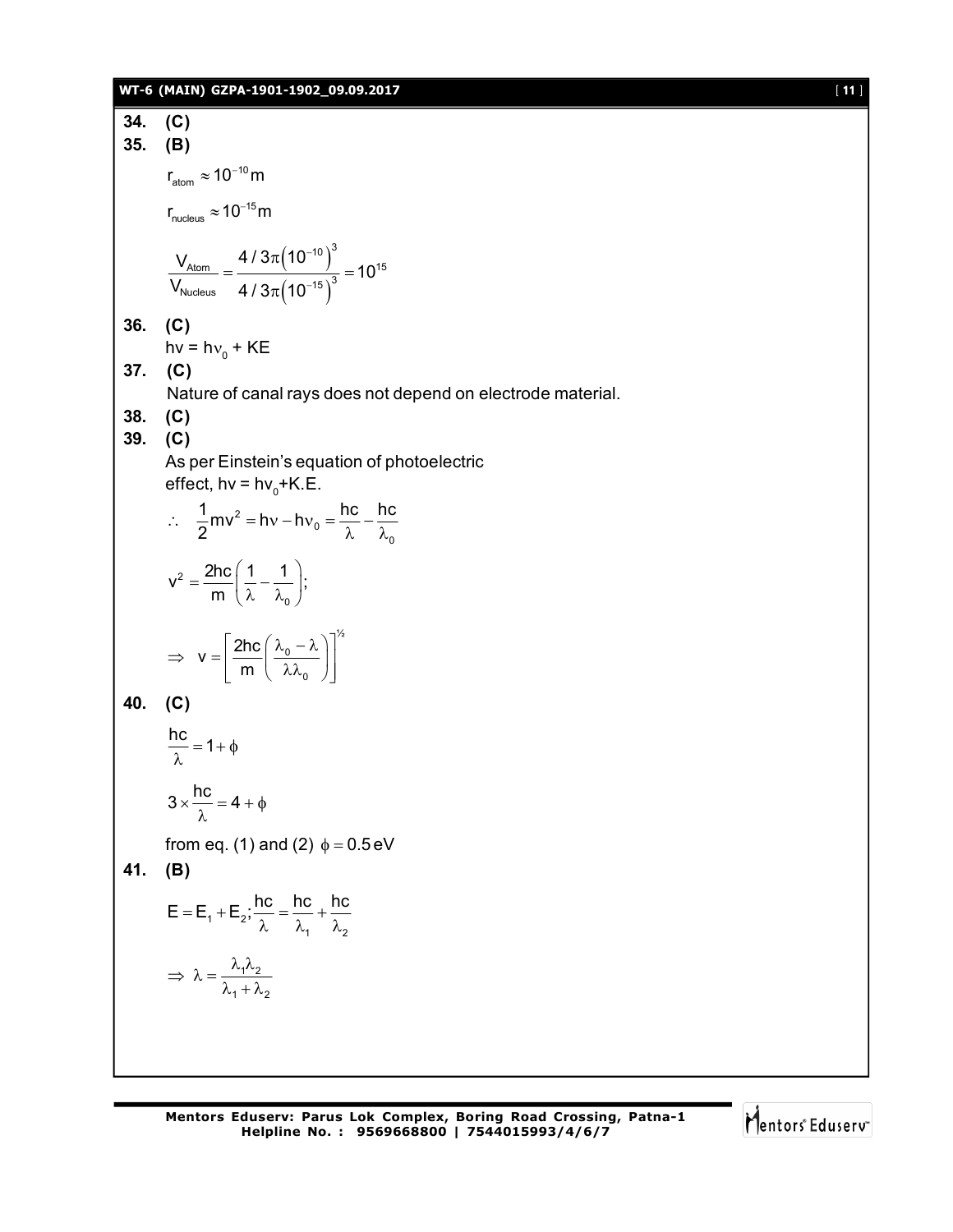**34.** **(C)**

**35.** **(B)**

$r_{atom} \approx 10^{-10}\,m$

$r_{nucleus} \approx 10^{-15}\,m$

$$\frac{V_{Atom}}{V_{Nucleus}} = \frac{4/3\pi\left(10^{-10}\right)^3}{4/3\pi\left(10^{-15}\right)^3} = 10^{15}$$

**36.** **(C)**

$h\nu = h\nu_0 + KE$

**37.** **(C)**

Nature of canal rays does not depend on electrode material.

**38.** **(C)**

**39.** **(C)**

As per Einstein's equation of photoelectric effect, $h\nu = h\nu_0 + K.E.$

$$\therefore \quad \frac{1}{2}mv^2 = h\nu - h\nu_0 = \frac{hc}{\lambda} - \frac{hc}{\lambda_0}$$

$$v^2 = \frac{2hc}{m}\left(\frac{1}{\lambda} - \frac{1}{\lambda_0}\right);$$

$$\Rightarrow \quad v = \left[\frac{2hc}{m}\left(\frac{\lambda_0 - \lambda}{\lambda\lambda_0}\right)\right]^{1/2}$$

**40.** **(C)**

$$\frac{hc}{\lambda} = 1 + \phi$$

$$3 \times \frac{hc}{\lambda} = 4 + \phi$$

from eq. (1) and (2) $\phi = 0.5\,eV$

**41.** **(B)**

$$E = E_1 + E_2; \frac{hc}{\lambda} = \frac{hc}{\lambda_1} + \frac{hc}{\lambda_2}$$

$$\Rightarrow \lambda = \frac{\lambda_1\lambda_2}{\lambda_1 + \lambda_2}$$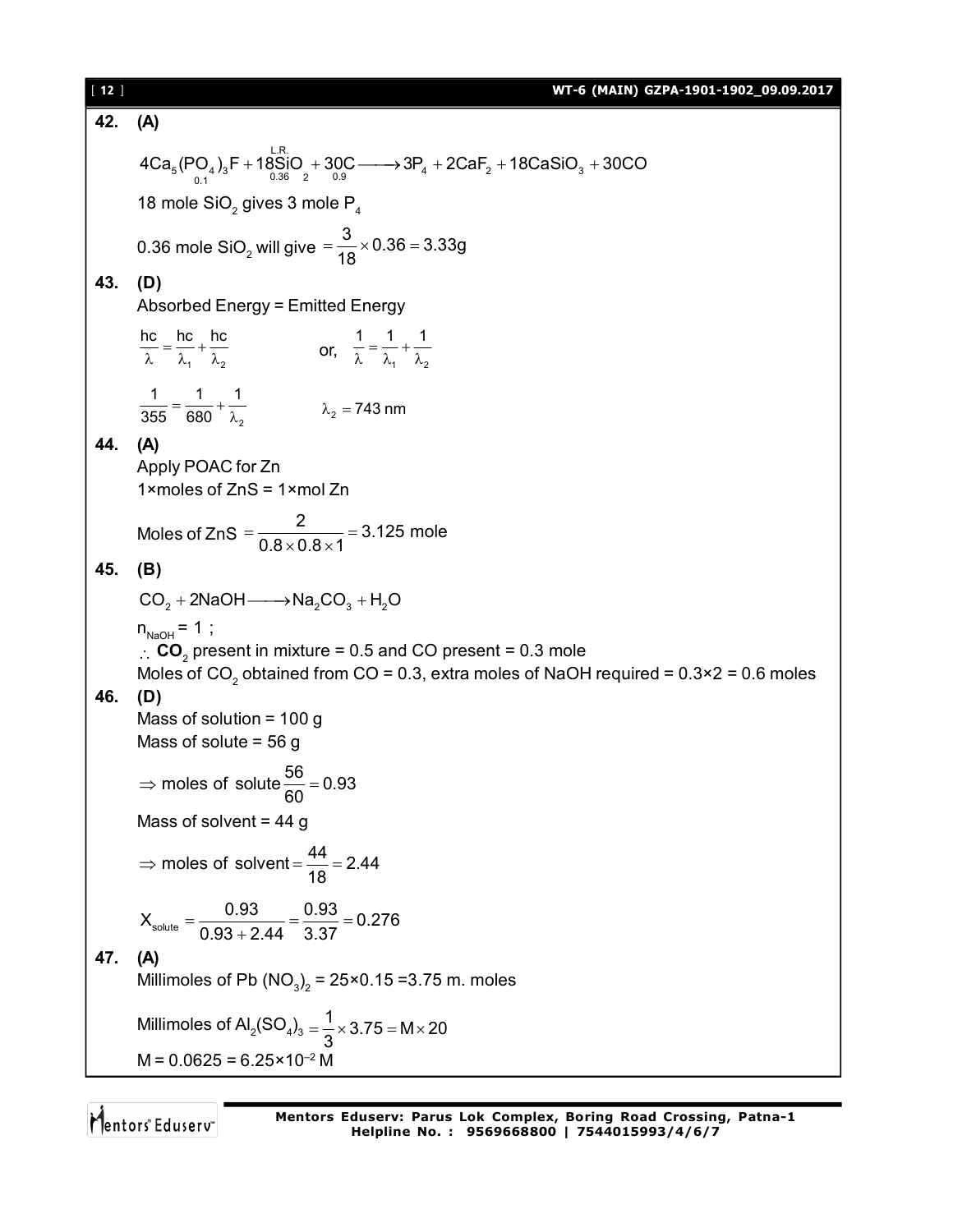**42. (A)**

$$4Ca_5(\underset{0.1}{PO_4})_3F + 18\overset{L.R.}{\underset{0.36}{SiO}}_2 + \underset{0.9}{30C} \longrightarrow 3P_4 + 2CaF_2 + 18CaSiO_3 + 30CO$$

18 mole $SiO_2$ gives 3 mole $P_4$

0.36 mole $SiO_2$ will give $= \frac{3}{18} \times 0.36 = 3.33g$

**43. (D)**

Absorbed Energy = Emitted Energy

$$\frac{hc}{\lambda} = \frac{hc}{\lambda_1} + \frac{hc}{\lambda_2} \qquad \text{or,} \quad \frac{1}{\lambda} = \frac{1}{\lambda_1} + \frac{1}{\lambda_2}$$

$$\frac{1}{355} = \frac{1}{680} + \frac{1}{\lambda_2} \qquad \lambda_2 = 743 \text{ nm}$$

**44. (A)**

Apply POAC for Zn

1×moles of ZnS = 1×mol Zn

Moles of ZnS $= \frac{2}{0.8 \times 0.8 \times 1} = 3.125$ mole

**45. (B)**

$$CO_2 + 2NaOH \longrightarrow Na_2CO_3 + H_2O$$

$n_{NaOH} = 1$ ;

$\therefore$ **$CO_2$** present in mixture = 0.5 and CO present = 0.3 mole

Moles of $CO_2$ obtained from CO = 0.3, extra moles of NaOH required = 0.3×2 = 0.6 moles

**46. (D)**

Mass of solution = 100 g

Mass of solute = 56 g

$\Rightarrow$ moles of solute $\frac{56}{60} = 0.93$

Mass of solvent = 44 g

$\Rightarrow$ moles of solvent $= \frac{44}{18} = 2.44$

$$X_{solute} = \frac{0.93}{0.93 + 2.44} = \frac{0.93}{3.37} = 0.276$$

**47. (A)**

Millimoles of $Pb(NO_3)_2$ = 25×0.15 =3.75 m. moles

Millimoles of $Al_2(SO_4)_3 = \frac{1}{3} \times 3.75 = M \times 20$

$M = 0.0625 = 6.25 \times 10^{-2}$ M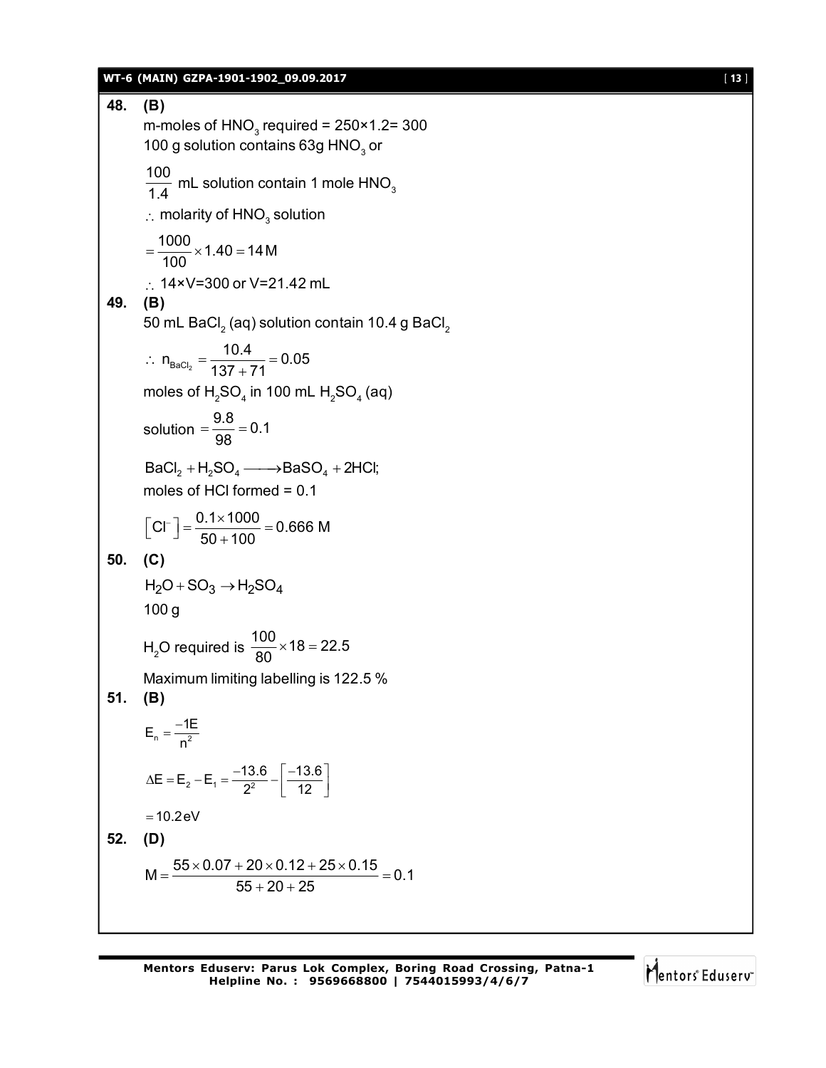**48. (B)**

m-moles of $HNO_3$ required = 250×1.2= 300

100 g solution contains 63g $HNO_3$ or

$\frac{100}{1.4}$ mL solution contain 1 mole $HNO_3$

$\therefore$ molarity of $HNO_3$ solution

$= \frac{1000}{100} \times 1.40 = 14\,M$

$\therefore$ 14×V=300 or V=21.42 mL

**49. (B)**

50 mL $BaCl_2$ (aq) solution contain 10.4 g $BaCl_2$

$\therefore\ n_{BaCl_2} = \frac{10.4}{137+71} = 0.05$

moles of $H_2SO_4$ in 100 mL $H_2SO_4$ (aq)

solution $= \frac{9.8}{98} = 0.1$

$BaCl_2 + H_2SO_4 \longrightarrow BaSO_4 + 2HCl$;

moles of HCl formed = 0.1

$\left[Cl^-\right] = \frac{0.1 \times 1000}{50+100} = 0.666\text{ M}$

**50. (C)**

$H_2O + SO_3 \rightarrow H_2SO_4$

100 g

$H_2O$ required is $\frac{100}{80} \times 18 = 22.5$

Maximum limiting labelling is 122.5 %

**51. (B)**

$E_n = \frac{-1E}{n^2}$

$\Delta E = E_2 - E_1 = \frac{-13.6}{2^2} - \left[\frac{-13.6}{12}\right]$

$= 10.2\,eV$

**52. (D)**

$M = \frac{55 \times 0.07 + 20 \times 0.12 + 25 \times 0.15}{55 + 20 + 25} = 0.1$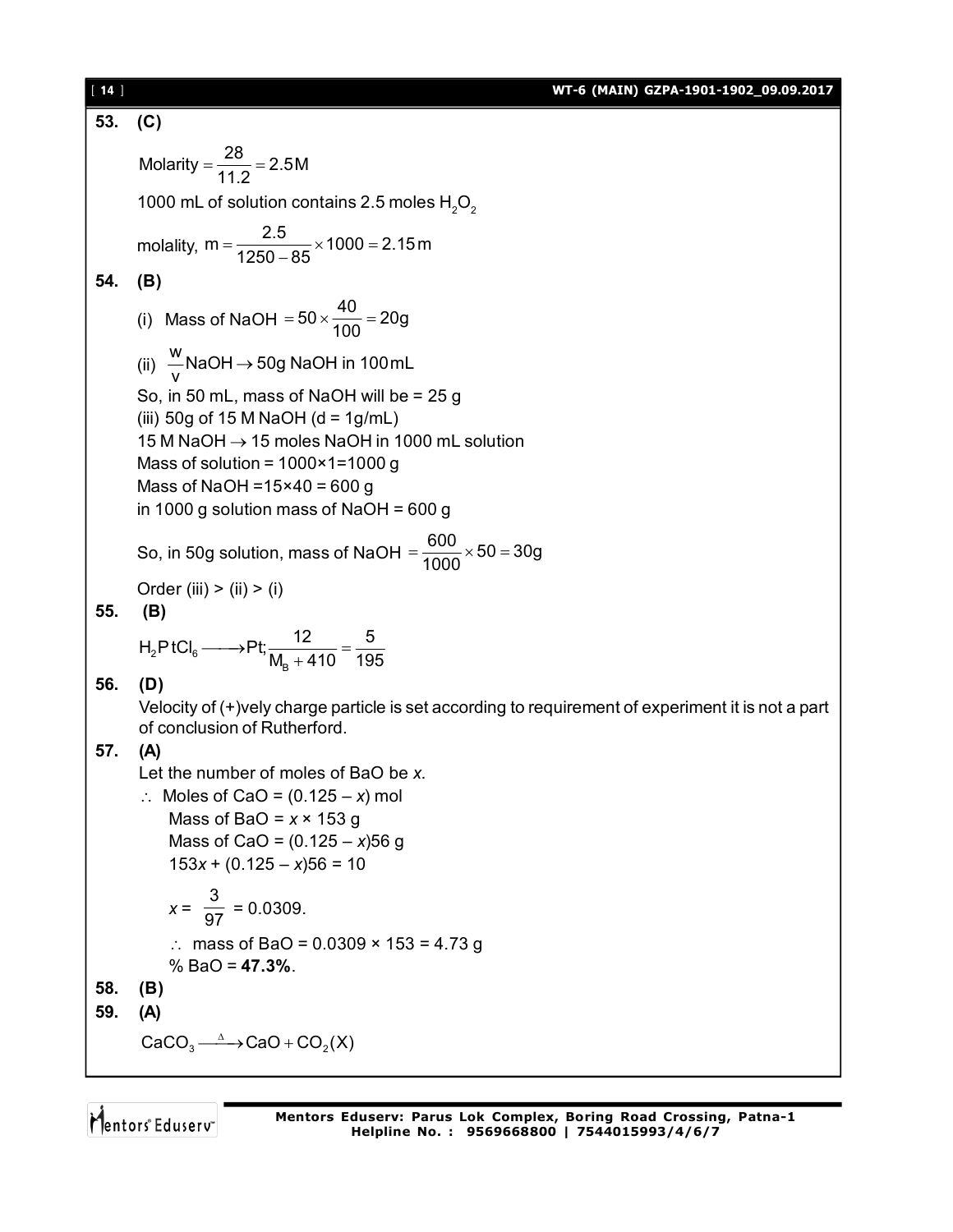**53. (C)**

$$\text{Molarity} = \frac{28}{11.2} = 2.5\text{M}$$

1000 mL of solution contains 2.5 moles $H_2O_2$

$$\text{molality, } m = \frac{2.5}{1250 - 85} \times 1000 = 2.15\,m$$

**54. (B)**

(i) Mass of NaOH $= 50 \times \frac{40}{100} = 20\text{g}$

(ii) $\frac{w}{v}$ NaOH $\rightarrow$ 50g NaOH in 100 mL

So, in 50 mL, mass of NaOH will be = 25 g

(iii) 50g of 15 M NaOH (d = 1g/mL)

15 M NaOH $\rightarrow$ 15 moles NaOH in 1000 mL solution

Mass of solution = 1000×1=1000 g

Mass of NaOH =15×40 = 600 g

in 1000 g solution mass of NaOH = 600 g

So, in 50g solution, mass of NaOH $= \frac{600}{1000} \times 50 = 30\text{g}$

Order (iii) > (ii) > (i)

**55. (B)**

$$H_2PtCl_6 \longrightarrow Pt; \frac{12}{M_B + 410} = \frac{5}{195}$$

**56. (D)**

Velocity of (+)vely charge particle is set according to requirement of experiment it is not a part of conclusion of Rutherford.

**57. (A)**

Let the number of moles of BaO be *x*.

$\therefore$ Moles of CaO = $(0.125 - x)$ mol

Mass of BaO = $x \times 153$ g

Mass of CaO = $(0.125 - x)56$ g

$153x + (0.125 - x)56 = 10$

$x = \frac{3}{97} = 0.0309.$

$\therefore$ mass of BaO = 0.0309 × 153 = 4.73 g

% BaO = **47.3%**.

**58. (B)**

**59. (A)**

$$CaCO_3 \xrightarrow{\Delta} CaO + CO_2(X)$$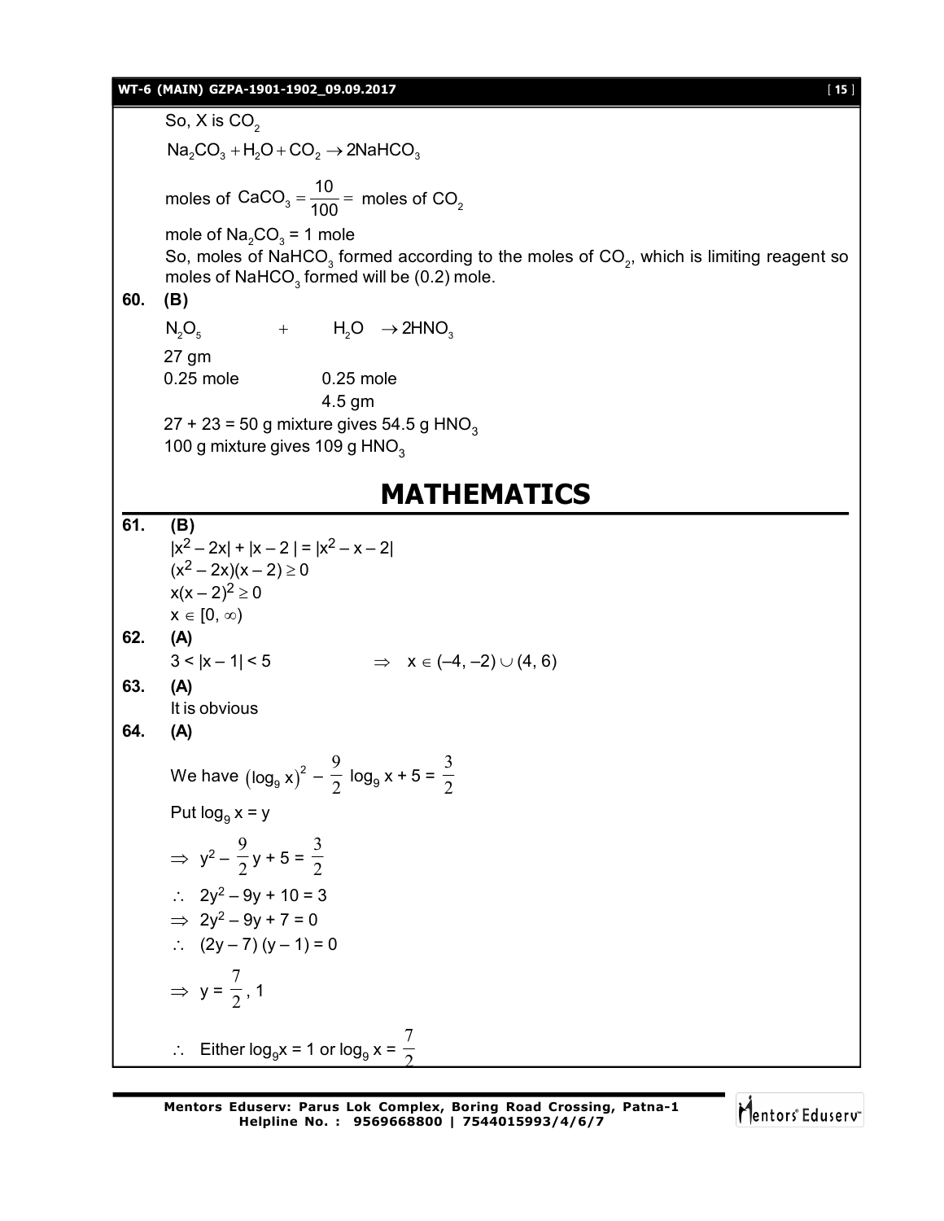So, X is $CO_2$

$$Na_2CO_3 + H_2O + CO_2 \rightarrow 2NaHCO_3$$

moles of $CaCO_3 = \frac{10}{100} =$ moles of $CO_2$

mole of $Na_2CO_3$ = 1 mole

So, moles of $NaHCO_3$ formed according to the moles of $CO_2$, which is limiting reagent so moles of $NaHCO_3$ formed will be (0.2) mole.

**60. (B)**

$$N_2O_5 \quad + \quad H_2O \rightarrow 2HNO_3$$

27 gm

0.25 mole  0.25 mole

  4.5 gm

27 + 23 = 50 g mixture gives 54.5 g $HNO_3$

100 g mixture gives 109 g $HNO_3$

# MATHEMATICS

**61. (B)**

$|x^2 - 2x| + |x - 2| = |x^2 - x - 2|$

$(x^2 - 2x)(x - 2) \geq 0$

$x(x - 2)^2 \geq 0$

$x \in [0, \infty)$

**62. (A)**

$3 < |x - 1| < 5 \quad \Rightarrow \quad x \in (-4, -2) \cup (4, 6)$

**63. (A)**

It is obvious

**64. (A)**

We have $(\log_9 x)^2 - \frac{9}{2}\log_9 x + 5 = \frac{3}{2}$

Put $\log_9 x = y$

$\Rightarrow y^2 - \frac{9}{2}y + 5 = \frac{3}{2}$

$\therefore \; 2y^2 - 9y + 10 = 3$

$\Rightarrow 2y^2 - 9y + 7 = 0$

$\therefore \; (2y - 7)(y - 1) = 0$

$\Rightarrow y = \frac{7}{2}, 1$

$\therefore$ Either $\log_9 x = 1$ or $\log_9 x = \frac{7}{2}$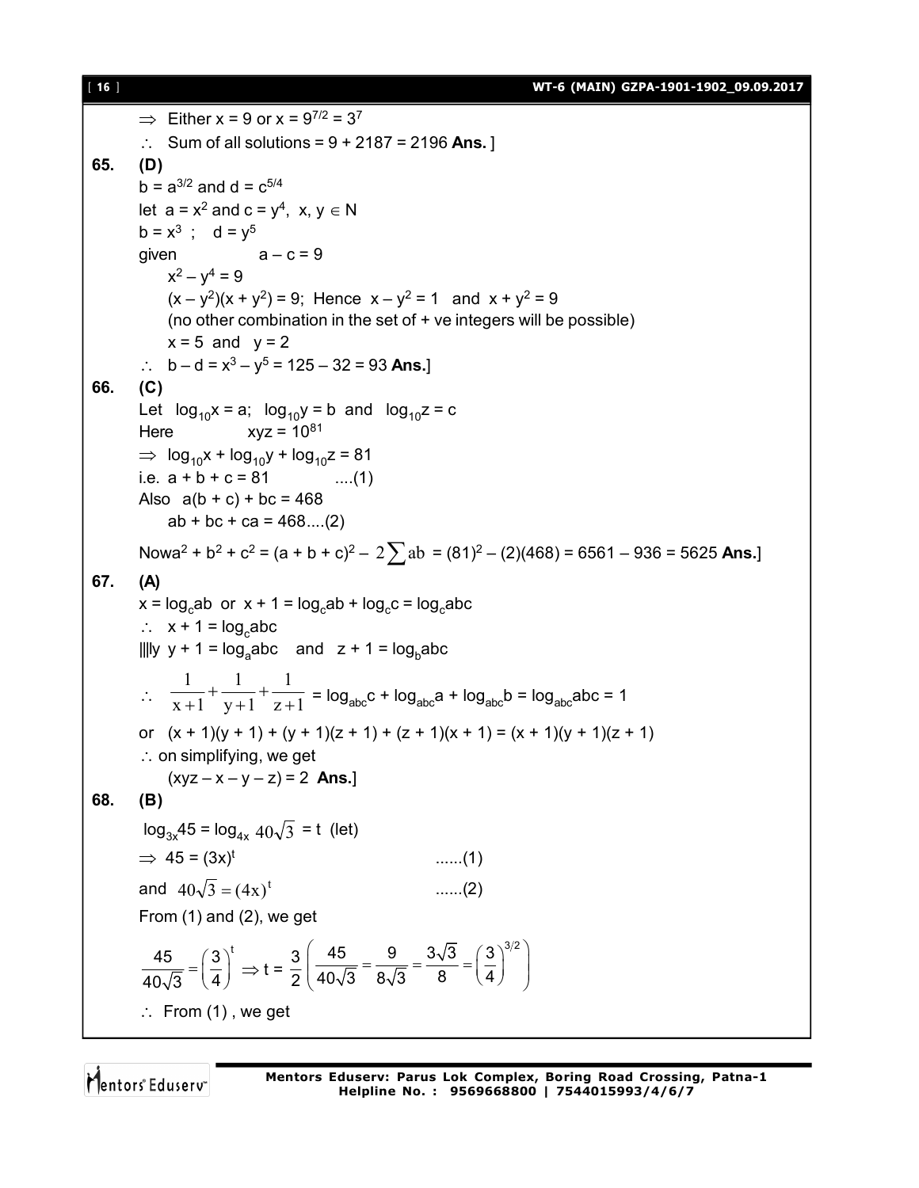$\Rightarrow$ Either $x = 9$ or $x = 9^{7/2} = 3^7$

$\therefore$ Sum of all solutions = 9 + 2187 = 2196 **Ans.** ]

**65. (D)**

$b = a^{3/2}$ and $d = c^{5/4}$

let $a = x^2$ and $c = y^4$, $x, y \in N$

$b = x^3$ ; $d = y^5$

given $a - c = 9$

$x^2 - y^4 = 9$

$(x - y^2)(x + y^2) = 9$; Hence $x - y^2 = 1$ and $x + y^2 = 9$

(no other combination in the set of + ve integers will be possible)

$x = 5$ and $y = 2$

$\therefore$ $b - d = x^3 - y^5 = 125 - 32 = 93$ **Ans.**]

**66. (C)**

Let $\log_{10}x = a$; $\log_{10}y = b$ and $\log_{10}z = c$

Here $xyz = 10^{81}$

$\Rightarrow$ $\log_{10}x + \log_{10}y + \log_{10}z = 81$

i.e. $a + b + c = 81$ ....(1)

Also $a(b + c) + bc = 468$

$ab + bc + ca = 468$....(2)

Now $a^2 + b^2 + c^2 = (a + b + c)^2 - 2\sum ab = (81)^2 - (2)(468) = 6561 - 936 = 5625$ **Ans.**]

**67. (A)**

$x = \log_c ab$ or $x + 1 = \log_c ab + \log_c c = \log_c abc$

$\therefore$ $x + 1 = \log_c abc$

|||ly $y + 1 = \log_a abc$ and $z + 1 = \log_b abc$

$\therefore$ $\frac{1}{x+1} + \frac{1}{y+1} + \frac{1}{z+1} = \log_{abc}c + \log_{abc}a + \log_{abc}b = \log_{abc}abc = 1$

or $(x + 1)(y + 1) + (y + 1)(z + 1) + (z + 1)(x + 1) = (x + 1)(y + 1)(z + 1)$

$\therefore$ on simplifying, we get

$(xyz - x - y - z) = 2$ **Ans.**]

**68. (B)**

$\log_{3x}45 = \log_{4x} 40\sqrt{3} = t$ (let)

$\Rightarrow$ $45 = (3x)^t$ ......(1)

and $40\sqrt{3} = (4x)^t$ ......(2)

From (1) and (2), we get

$$\frac{45}{40\sqrt{3}} = \left(\frac{3}{4}\right)^t \Rightarrow t = \frac{3}{2} \left( \frac{45}{40\sqrt{3}} = \frac{9}{8\sqrt{3}} = \frac{3\sqrt{3}}{8} = \left(\frac{3}{4}\right)^{3/2} \right)$$

$\therefore$ From (1) , we get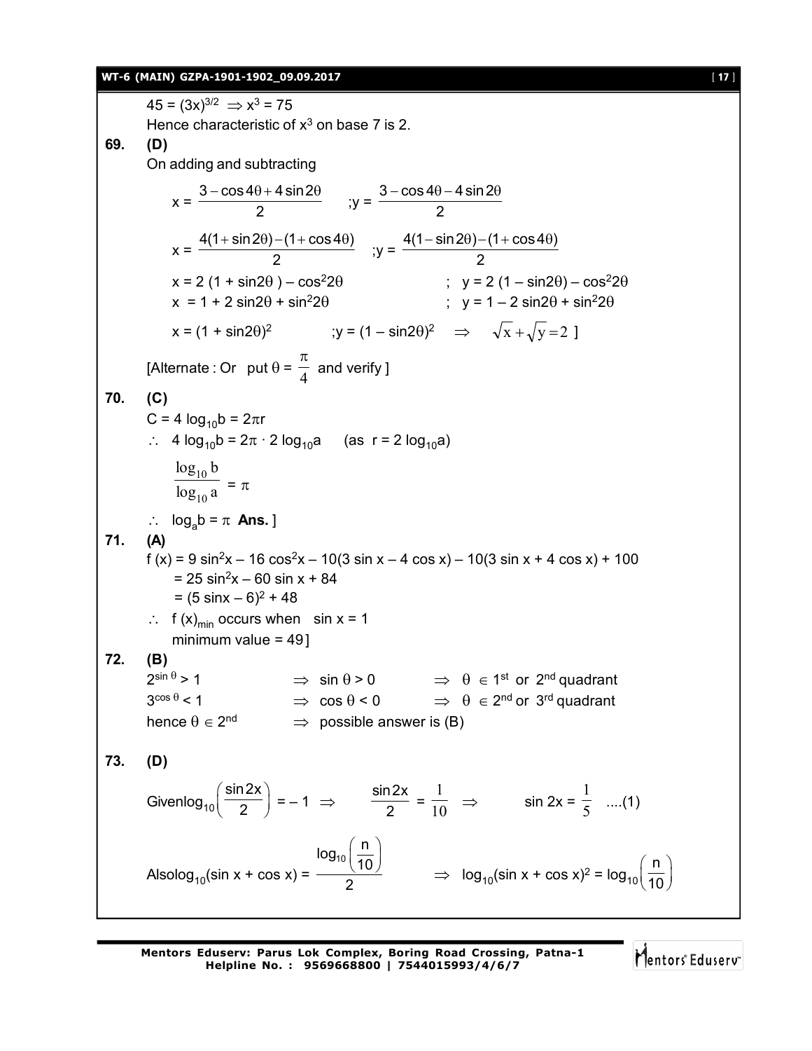$45 = (3x)^{3/2} \Rightarrow x^3 = 75$

Hence characteristic of $x^3$ on base 7 is 2.

**69. (D)**

On adding and subtracting

$$x = \frac{3 - \cos 4\theta + 4\sin 2\theta}{2} \quad ;y = \frac{3 - \cos 4\theta - 4\sin 2\theta}{2}$$

$$x = \frac{4(1+\sin 2\theta) - (1+\cos 4\theta)}{2} \quad ;y = \frac{4(1-\sin 2\theta) - (1+\cos 4\theta)}{2}$$

$x = 2(1 + \sin 2\theta) - \cos^2 2\theta \quad ; \quad y = 2(1 - \sin 2\theta) - \cos^2 2\theta$

$x = 1 + 2\sin 2\theta + \sin^2 2\theta \quad ; \quad y = 1 - 2\sin 2\theta + \sin^2 2\theta$

$x = (1 + \sin 2\theta)^2 \quad ;y = (1 - \sin 2\theta)^2 \quad \Rightarrow \quad \sqrt{x} + \sqrt{y} = 2$ ]

[Alternate : Or put $\theta = \frac{\pi}{4}$ and verify ]

**70. (C)**

$C = 4\log_{10} b = 2\pi r$

$\therefore \; 4\log_{10} b = 2\pi \cdot 2\log_{10} a \quad$ (as $r = 2\log_{10} a$)

$$\frac{\log_{10} b}{\log_{10} a} = \pi$$

$\therefore \; \log_a b = \pi$ **Ans.** ]

**71. (A)**

$f(x) = 9\sin^2 x - 16\cos^2 x - 10(3\sin x - 4\cos x) - 10(3\sin x + 4\cos x) + 100$

$= 25\sin^2 x - 60\sin x + 84$

$= (5\sin x - 6)^2 + 48$

$\therefore \; f(x)_{min}$ occurs when $\sin x = 1$

minimum value = 49 ]

**72. (B)**

$2^{\sin\theta} > 1 \quad \Rightarrow \sin\theta > 0 \quad \Rightarrow \theta \in 1^{st}$ or $2^{nd}$ quadrant

$3^{\cos\theta} < 1 \quad \Rightarrow \cos\theta < 0 \quad \Rightarrow \theta \in 2^{nd}$ or $3^{rd}$ quadrant

hence $\theta \in 2^{nd} \quad \Rightarrow$ possible answer is (B)

**73. (D)**

Given $\log_{10}\left(\frac{\sin 2x}{2}\right) = -1 \Rightarrow \frac{\sin 2x}{2} = \frac{1}{10} \Rightarrow \sin 2x = \frac{1}{5}$ ....(1)

Also $\log_{10}(\sin x + \cos x) = \frac{\log_{10}\left(\frac{n}{10}\right)}{2} \Rightarrow \log_{10}(\sin x + \cos x)^2 = \log_{10}\left(\frac{n}{10}\right)$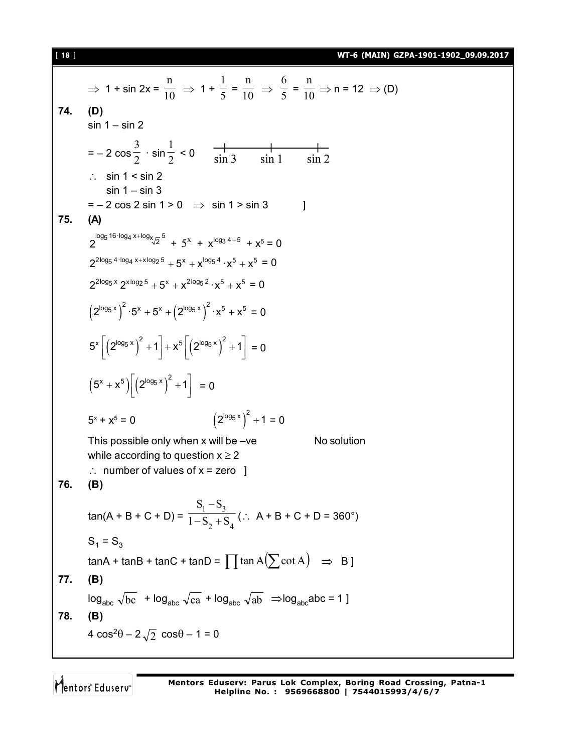$\Rightarrow$ 1 + sin 2x = $\frac{n}{10}$ $\Rightarrow$ 1 + $\frac{1}{5}$ = $\frac{n}{10}$ $\Rightarrow$ $\frac{6}{5}$ = $\frac{n}{10}$ $\Rightarrow$ n = 12 $\Rightarrow$ (D)

**74. (D)**

sin 1 – sin 2

$= -2\cos\frac{3}{2} \cdot \sin\frac{1}{2} < 0$ &nbsp;&nbsp;&nbsp; (number line: sin 3, sin 1, sin 2)

$\therefore$ sin 1 < sin 2

sin 1 – sin 3

= – 2 cos 2 sin 1 > 0 $\Rightarrow$ sin 1 > sin 3 ]

**75. (A)**

$$2^{\log_5 16 \cdot \log_4 x + \log_{x\sqrt{2}} 5} + 5^x + x^{\log_3 4 + 5} + x^5 = 0$$

$$2^{2\log_5 4 \cdot \log_4 x + x\log_2 5} + 5^x + x^{\log_5 4} \cdot x^5 + x^5 = 0$$

$$2^{2\log_5 x} 2^{x\log_2 5} + 5^x + x^{2\log_5 2} \cdot x^5 + x^5 = 0$$

$$\left(2^{\log_5 x}\right)^2 \cdot 5^x + 5^x + \left(2^{\log_5 x}\right)^2 \cdot x^5 + x^5 = 0$$

$$5^x\left[\left(2^{\log_5 x}\right)^2 + 1\right] + x^5\left[\left(2^{\log_5 x}\right)^2 + 1\right] = 0$$

$$\left(5^x + x^5\right)\left[\left(2^{\log_5 x}\right)^2 + 1\right] = 0$$

$5^x + x^5 = 0$ &nbsp;&nbsp;&nbsp;&nbsp;&nbsp;&nbsp;&nbsp;&nbsp; $\left(2^{\log_5 x}\right)^2 + 1 = 0$

This possible only when x will be –ve &nbsp;&nbsp;&nbsp;&nbsp;&nbsp;&nbsp;&nbsp;&nbsp; No solution

while according to question $x \geq 2$

$\therefore$ number of values of x = zero ]

**76. (B)**

$\tan(A + B + C + D) = \frac{S_1 - S_3}{1 - S_2 + S_4}$ ($\therefore$ A + B + C + D = 360°)

$S_1 = S_3$

$\tan A + \tan B + \tan C + \tan D = \prod \tan A\left(\sum \cot A\right)$ $\Rightarrow$ B ]

**77. (B)**

$\log_{abc}\sqrt{bc} + \log_{abc}\sqrt{ca} + \log_{abc}\sqrt{ab}$ $\Rightarrow \log_{abc}abc = 1$ ]

**78. (B)**

$4\cos^2\theta - 2\sqrt{2}\cos\theta - 1 = 0$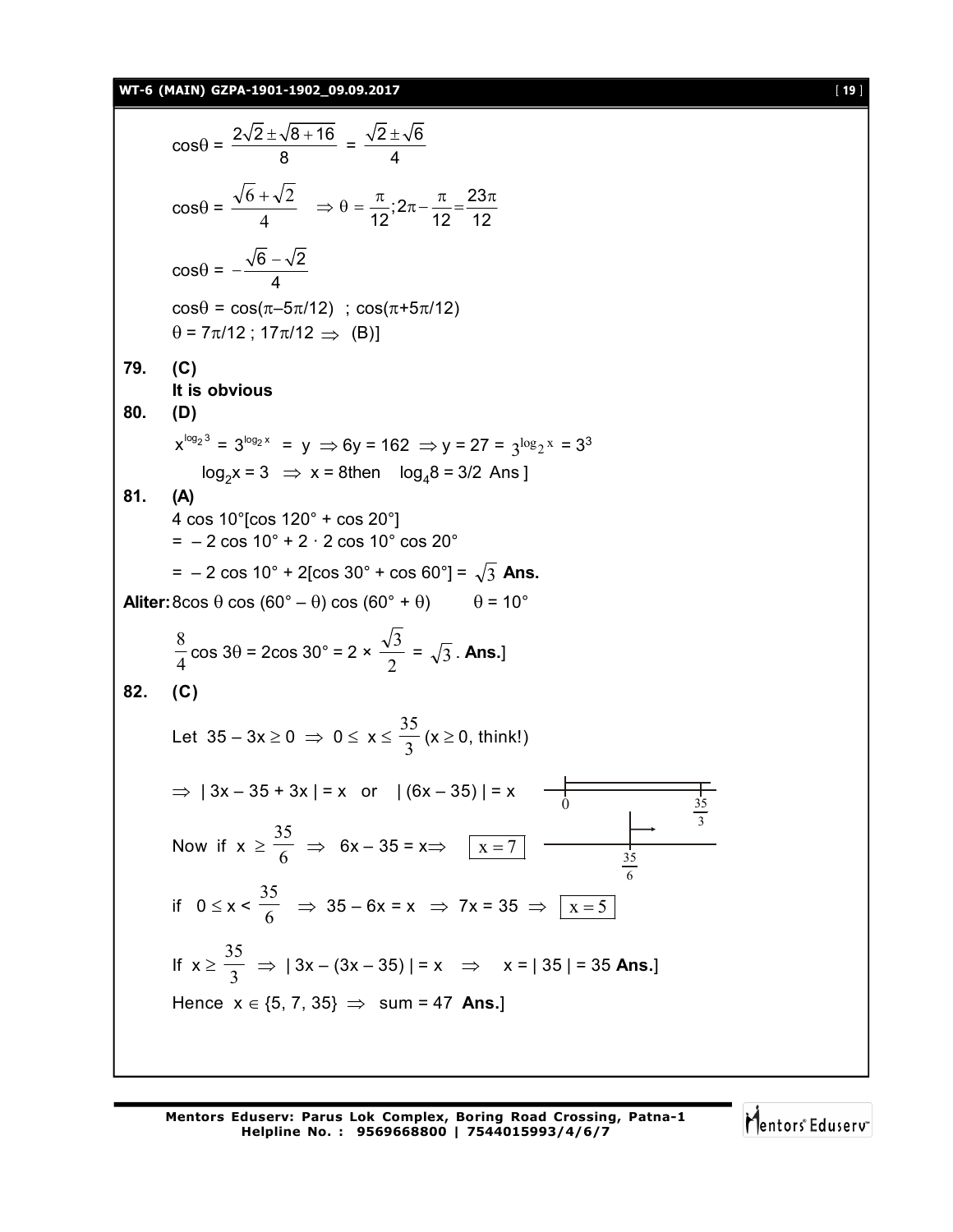$\cos\theta = \dfrac{2\sqrt{2} \pm \sqrt{8+16}}{8} = \dfrac{\sqrt{2} \pm \sqrt{6}}{4}$

$\cos\theta = \dfrac{\sqrt{6}+\sqrt{2}}{4} \quad \Rightarrow \theta = \dfrac{\pi}{12}; 2\pi - \dfrac{\pi}{12} = \dfrac{23\pi}{12}$

$\cos\theta = -\dfrac{\sqrt{6}-\sqrt{2}}{4}$

$\cos\theta = \cos(\pi - 5\pi/12)$ ; $\cos(\pi + 5\pi/12)$

$\theta = 7\pi/12$ ; $17\pi/12 \Rightarrow$ (B)]

**79. (C)**

**It is obvious**

**80. (D)**

$x^{\log_2 3} = 3^{\log_2 x} = y \Rightarrow 6y = 162 \Rightarrow y = 27 = 3^{\log_2 x} = 3^3$

$\log_2 x = 3 \Rightarrow x = 8$ then $\log_4 8 = 3/2$ Ans ]

**81. (A)**

$4\cos 10°[\cos 120° + \cos 20°]$

$= -2\cos 10° + 2 \cdot 2\cos 10° \cos 20°$

$= -2\cos 10° + 2[\cos 30° + \cos 60°] = \sqrt{3}$ **Ans.**

**Aliter:** $8\cos\theta\cos(60° - \theta)\cos(60° + \theta) \qquad \theta = 10°$

$\dfrac{8}{4}\cos 3\theta = 2\cos 30° = 2 \times \dfrac{\sqrt{3}}{2} = \sqrt{3}$. **Ans.**]

**82. (C)**

Let $35 - 3x \geq 0 \Rightarrow 0 \leq x \leq \dfrac{35}{3}$ ($x \geq 0$, think!)

$\Rightarrow |3x - 35 + 3x| = x$ or $|(6x - 35)| = x$

Now if $x \geq \dfrac{35}{6} \Rightarrow 6x - 35 = x \Rightarrow \boxed{x = 7}$

if $0 \leq x < \dfrac{35}{6} \Rightarrow 35 - 6x = x \Rightarrow 7x = 35 \Rightarrow \boxed{x = 5}$

If $x \geq \dfrac{35}{3} \Rightarrow |3x - (3x - 35)| = x \Rightarrow x = |35| = 35$ **Ans.**]

Hence $x \in \{5, 7, 35\} \Rightarrow$ sum $= 47$ **Ans.**]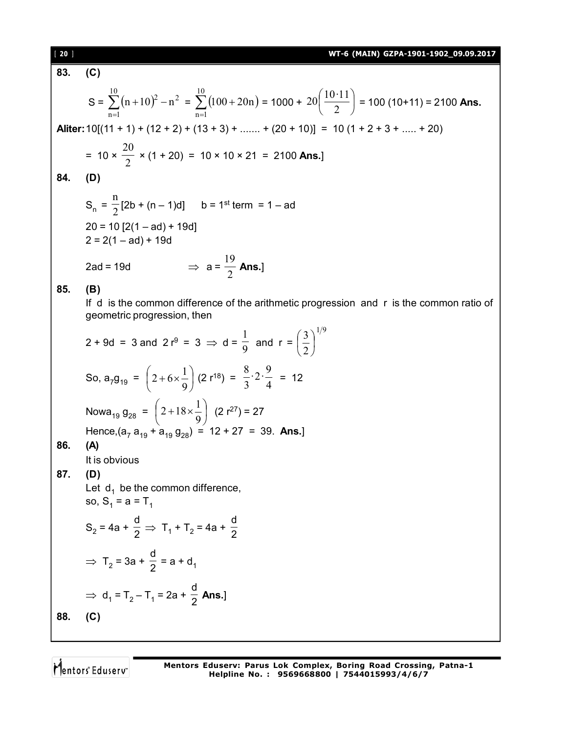**83. (C)**

$$S = \sum_{n=1}^{10}(n+10)^2 - n^2 = \sum_{n=1}^{10}(100+20n) = 1000 + 20\left(\frac{10\cdot 11}{2}\right) = 100\,(10+11) = 2100 \textbf{ Ans.}$$

**Aliter:** 10[(11 + 1) + (12 + 2) + (13 + 3) + ....... + (20 + 10)] = 10 (1 + 2 + 3 + ..... + 20)

$= 10 \times \frac{20}{2} \times (1 + 20) = 10 \times 10 \times 21 = 2100$ **Ans.**]

**84. (D)**

$S_n = \frac{n}{2}[2b + (n - 1)d]$ b = 1st term = 1 – ad

20 = 10 [2(1 – ad) + 19d]

2 = 2(1 – ad) + 19d

2ad = 19d $\Rightarrow$ $a = \frac{19}{2}$ **Ans.**]

**85. (B)**

If d is the common difference of the arithmetic progression and r is the common ratio of geometric progression, then

$2 + 9d = 3$ and $2r^9 = 3 \Rightarrow d = \frac{1}{9}$ and $r = \left(\frac{3}{2}\right)^{1/9}$

So, $a_7 g_{19} = \left(2 + 6 \times \frac{1}{9}\right)(2r^{18}) = \frac{8}{3}\cdot 2 \cdot \frac{9}{4} = 12$

Now $a_{19}\, g_{28} = \left(2 + 18 \times \frac{1}{9}\right)(2r^{27}) = 27$

Hence, $(a_7\, a_{19} + a_{19}\, g_{28}) = 12 + 27 = 39.$ **Ans.**]

**86. (A)**

It is obvious

**87. (D)**

Let $d_1$ be the common difference,

so, $S_1 = a = T_1$

$S_2 = 4a + \frac{d}{2} \Rightarrow T_1 + T_2 = 4a + \frac{d}{2}$

$\Rightarrow T_2 = 3a + \frac{d}{2} = a + d_1$

$\Rightarrow d_1 = T_2 - T_1 = 2a + \frac{d}{2}$ **Ans.**]

**88. (C)**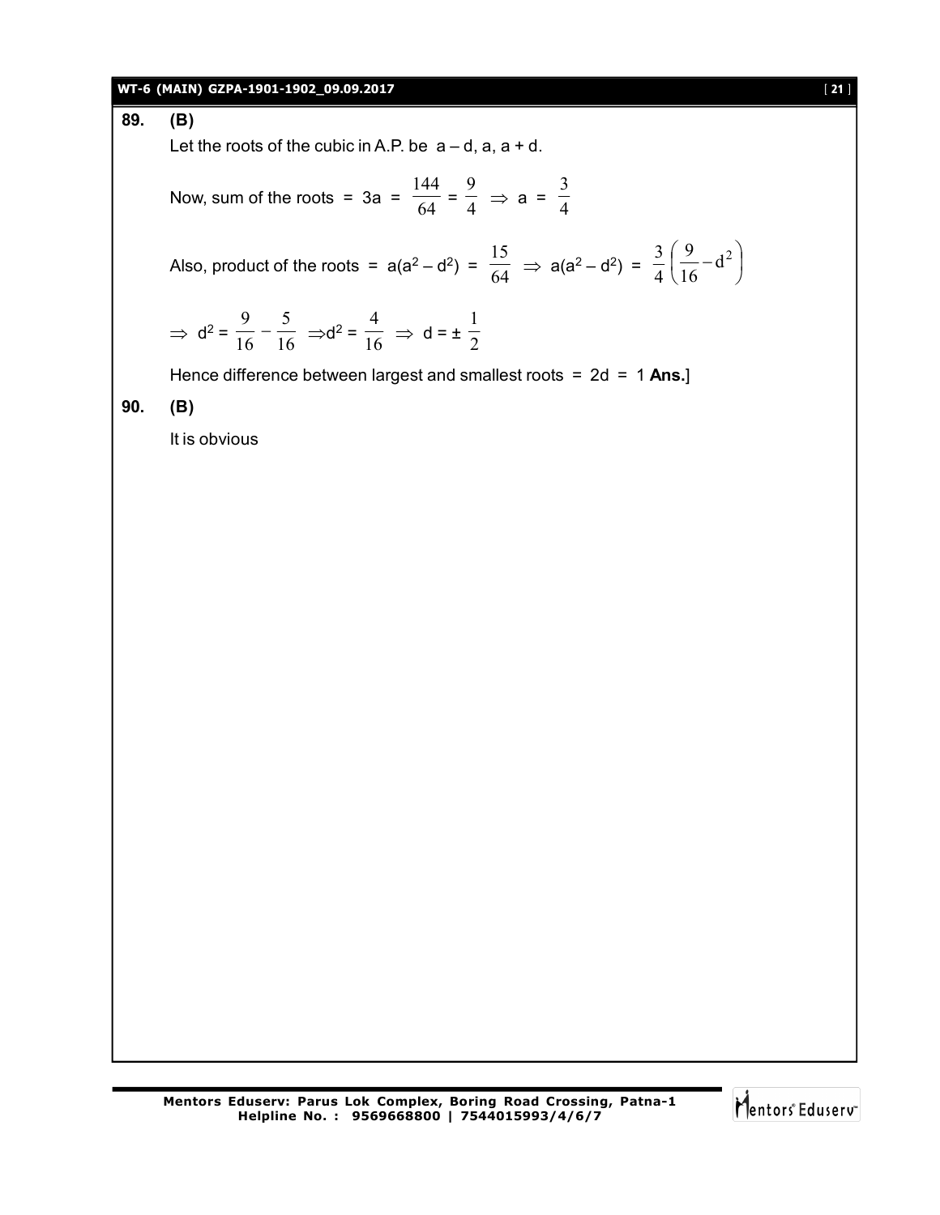**89. (B)**

Let the roots of the cubic in A.P. be $a - d, a, a + d$.

Now, sum of the roots $= 3a = \frac{144}{64} = \frac{9}{4} \Rightarrow a = \frac{3}{4}$

Also, product of the roots $= a(a^2 - d^2) = \frac{15}{64} \Rightarrow a(a^2 - d^2) = \frac{3}{4}\left(\frac{9}{16} - d^2\right)$

$\Rightarrow d^2 = \frac{9}{16} - \frac{5}{16} \Rightarrow d^2 = \frac{4}{16} \Rightarrow d = \pm \frac{1}{2}$

Hence difference between largest and smallest roots $= 2d = 1$ **Ans.**]

**90. (B)**

It is obvious